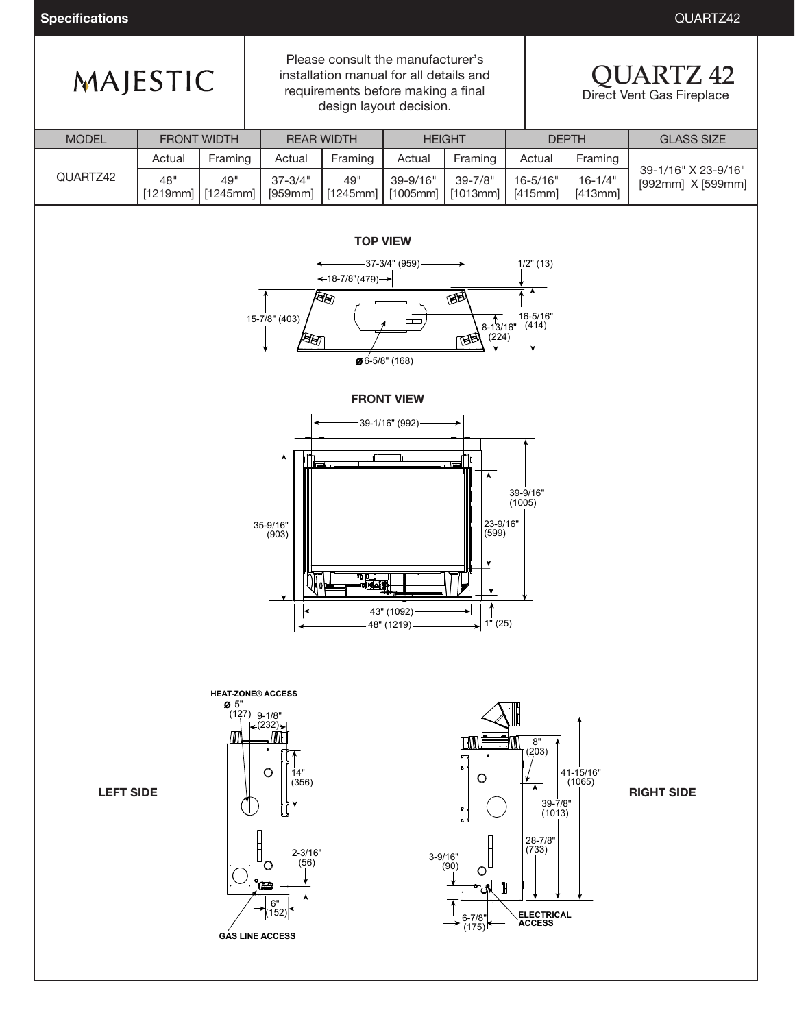# MAJESTIC

Please consult the manufacturer's installation manual for all details and requirements before making a final design layout decision.

## QUARTZ 42
Direct Vent Gas Fireplace

| MODEL | FRONT WIDTH | | REAR WIDTH | | HEIGHT | | DEPTH | | GLASS SIZE |
|---|---|---|---|---|---|---|---|---|---|
| | Actual | Framing | Actual | Framing | Actual | Framing | Actual | Framing | |
| QUARTZ42 | 48" [1219mm] | 49" [1245mm] | 37-3/4" [959mm] | 49" [1245mm] | 39-9/16" [1005mm] | 39-7/8" [1013mm] | 16-5/16" [415mm] | 16-1/4" [413mm] | 39-1/16" X 23-9/16" [992mm] X [599mm] |

### TOP VIEW

37-3/4" (959)
18-7/8" (479)
1/2" (13)
15-7/8" (403)
16-5/16" (414)
8-13/16" (224)
ø 6-5/8" (168)

### FRONT VIEW

39-1/16" (992)
39-9/16" (1005)
35-9/16" (903)
23-9/16" (599)
43" (1092)
48" (1219)
1" (25)

### LEFT SIDE

HEAT-ZONE® ACCESS
ø 5" (127)
9-1/8" (232)
14" (356)
2-3/16" (56)
6" (152)
GAS LINE ACCESS

### RIGHT SIDE

8" (203)
41-15/16" (1065)
39-7/8" (1013)
28-7/8" (733)
3-9/16" (90)
6-7/8" (175)
ELECTRICAL ACCESS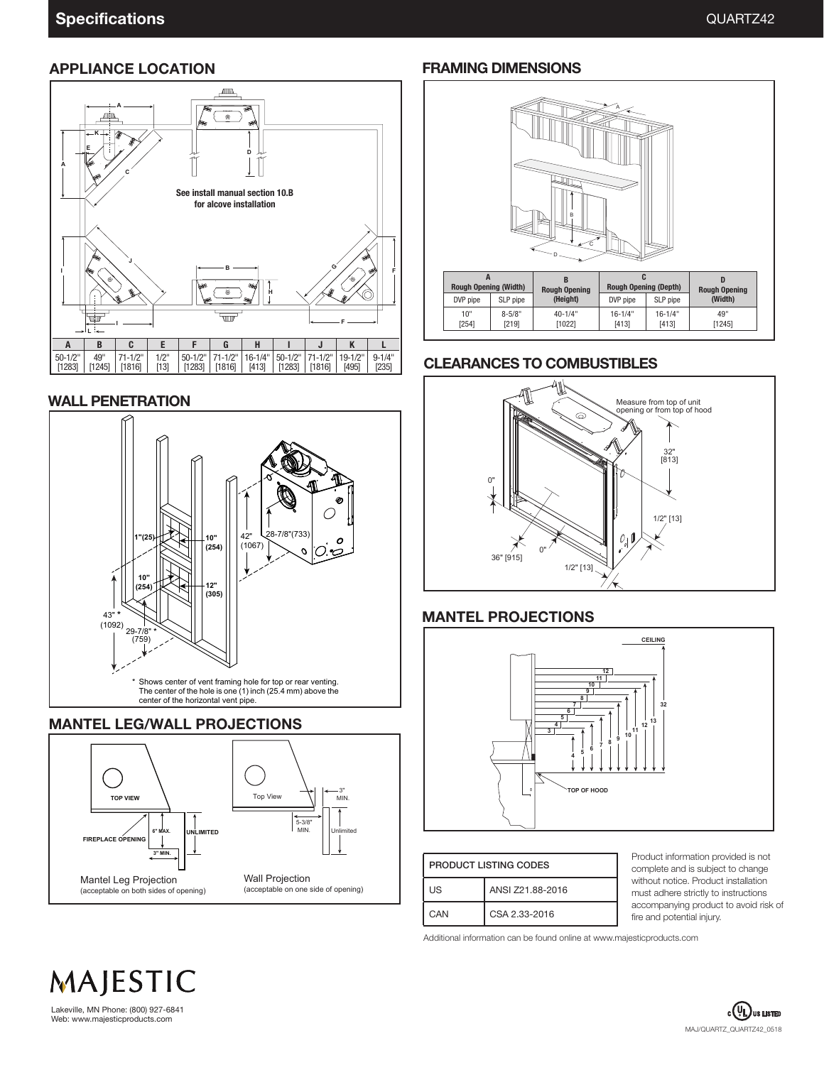## Specifications

QUARTZ42

### APPLIANCE LOCATION

See install manual section 10.B for alcove installation

| A | B | C | E | F | G | H | I | J | K | L |
|---|---|---|---|---|---|---|---|---|---|---|
| 50-1/2" [1283] | 49" [1245] | 71-1/2" [1816] | 1/2" [13] | 50-1/2" [1283] | 71-1/2" [1816] | 16-1/4" [413] | 50-1/2" [1283] | 71-1/2" [1816] | 19-1/2" [495] | 9-1/4" [235] |

### WALL PENETRATION

1"(25)
10" (254)
10" (254)
12" (305)
42" (1067)
28-7/8"(733)
43" * (1092)
29-7/8" * (759)

\* Shows center of vent framing hole for top or rear venting. The center of the hole is one (1) inch (25.4 mm) above the center of the horizontal vent pipe.

### MANTEL LEG/WALL PROJECTIONS

TOP VIEW
FIREPLACE OPENING
6" MAX.
UNLIMITED
3" MIN.

Mantel Leg Projection
(acceptable on both sides of opening)

Top View
3" MIN.
5-3/8" MIN.
Unlimited

Wall Projection
(acceptable on one side of opening)

### FRAMING DIMENSIONS

| A Rough Opening (Width) | | B Rough Opening (Height) | C Rough Opening (Depth) | | D Rough Opening (Width) |
|---|---|---|---|---|---|
| DVP pipe | SLP pipe | | DVP pipe | SLP pipe | |
| 10" [254] | 8-5/8" [219] | 40-1/4" [1022] | 16-1/4" [413] | 16-1/4" [413] | 49" [1245] |

### CLEARANCES TO COMBUSTIBLES

Measure from top of unit opening or from top of hood
32" [813]
0"
1/2" [13]
0"
36" [915]
1/2" [13]

### MANTEL PROJECTIONS

CEILING
12
11
10
9
8
7
6
5
4
3
32
13
12
11
10
9
8
7
6
5
4
TOP OF HOOD

| PRODUCT LISTING CODES | |
|---|---|
| US | ANSI Z21.88-2016 |
| CAN | CSA 2.33-2016 |

Product information provided is not complete and is subject to change without notice. Product installation must adhere strictly to instructions accompanying product to avoid risk of fire and potential injury.

Additional information can be found online at www.majesticproducts.com

MAJESTIC

Lakeville, MN Phone: (800) 927-6841
Web: www.majesticproducts.com

c UL US LISTED

MAJ/QUARTZ_QUARTZ42_0518